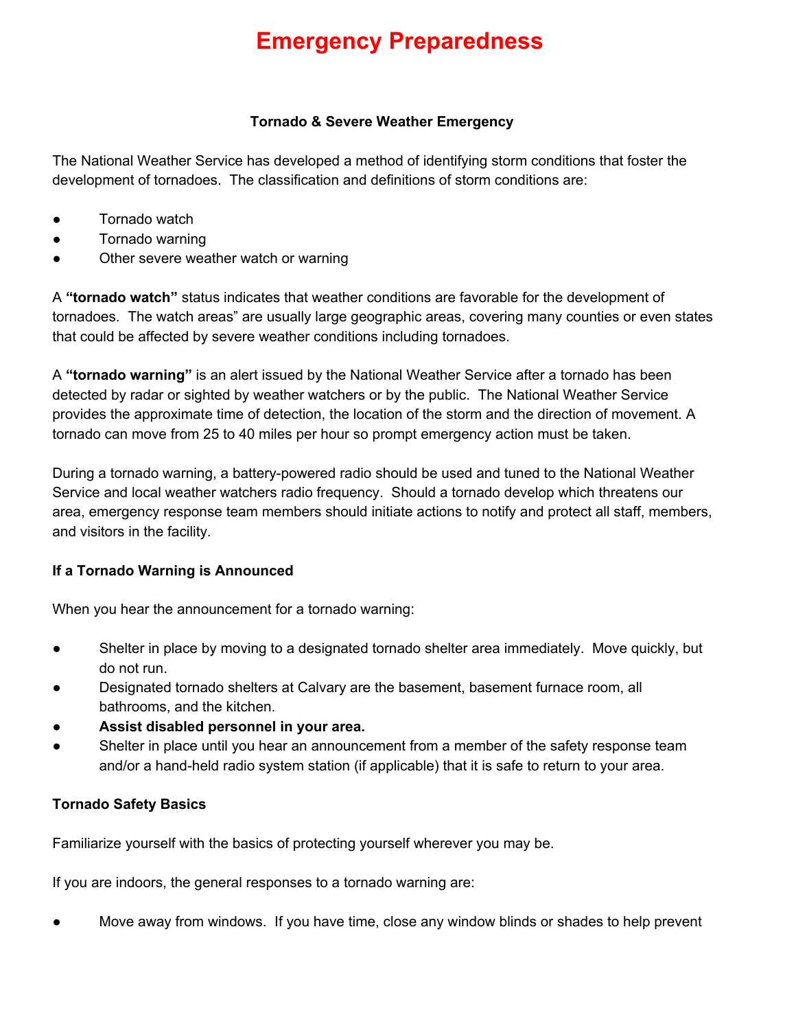# Emergency Preparedness

### Tornado & Severe Weather Emergency

The National Weather Service has developed a method of identifying storm conditions that foster the development of tornadoes. The classification and definitions of storm conditions are:

- Tornado watch
- Tornado warning
- Other severe weather watch or warning

A **"tornado watch"** status indicates that weather conditions are favorable for the development of tornadoes. The watch areas" are usually large geographic areas, covering many counties or even states that could be affected by severe weather conditions including tornadoes.

A **"tornado warning"** is an alert issued by the National Weather Service after a tornado has been detected by radar or sighted by weather watchers or by the public. The National Weather Service provides the approximate time of detection, the location of the storm and the direction of movement. A tornado can move from 25 to 40 miles per hour so prompt emergency action must be taken.

During a tornado warning, a battery-powered radio should be used and tuned to the National Weather Service and local weather watchers radio frequency. Should a tornado develop which threatens our area, emergency response team members should initiate actions to notify and protect all staff, members, and visitors in the facility.

**If a Tornado Warning is Announced**

When you hear the announcement for a tornado warning:

- Shelter in place by moving to a designated tornado shelter area immediately. Move quickly, but do not run.
- Designated tornado shelters at Calvary are the basement, basement furnace room, all bathrooms, and the kitchen.
- **Assist disabled personnel in your area.**
- Shelter in place until you hear an announcement from a member of the safety response team and/or a hand-held radio system station (if applicable) that it is safe to return to your area.

**Tornado Safety Basics**

Familiarize yourself with the basics of protecting yourself wherever you may be.

If you are indoors, the general responses to a tornado warning are:

- Move away from windows. If you have time, close any window blinds or shades to help prevent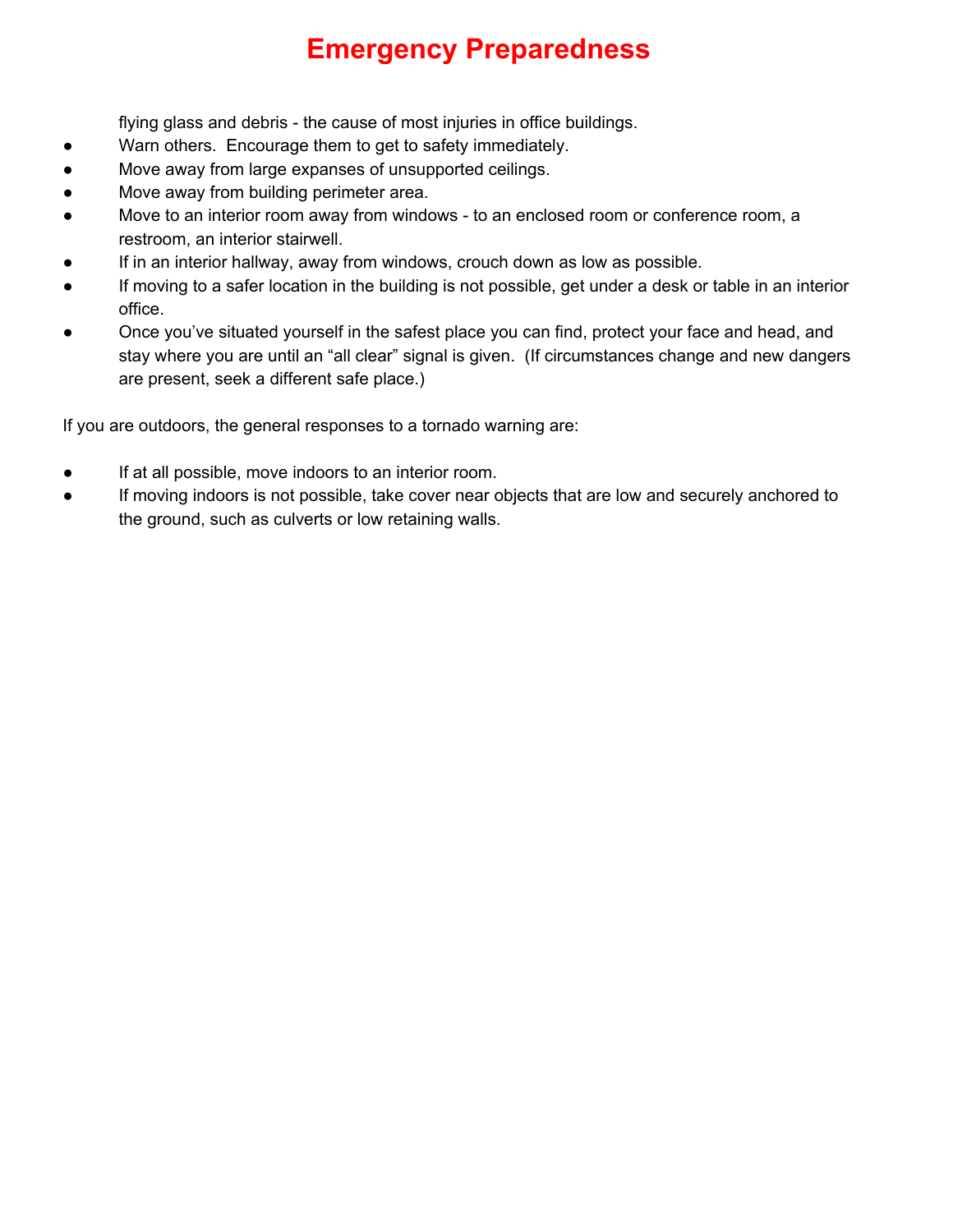flying glass and debris - the cause of most injuries in office buildings.

- Warn others. Encourage them to get to safety immediately.
- Move away from large expanses of unsupported ceilings.
- Move away from building perimeter area.
- Move to an interior room away from windows - to an enclosed room or conference room, a restroom, an interior stairwell.
- If in an interior hallway, away from windows, crouch down as low as possible.
- If moving to a safer location in the building is not possible, get under a desk or table in an interior office.
- Once you've situated yourself in the safest place you can find, protect your face and head, and stay where you are until an "all clear" signal is given. (If circumstances change and new dangers are present, seek a different safe place.)

If you are outdoors, the general responses to a tornado warning are:

- If at all possible, move indoors to an interior room.
- If moving indoors is not possible, take cover near objects that are low and securely anchored to the ground, such as culverts or low retaining walls.